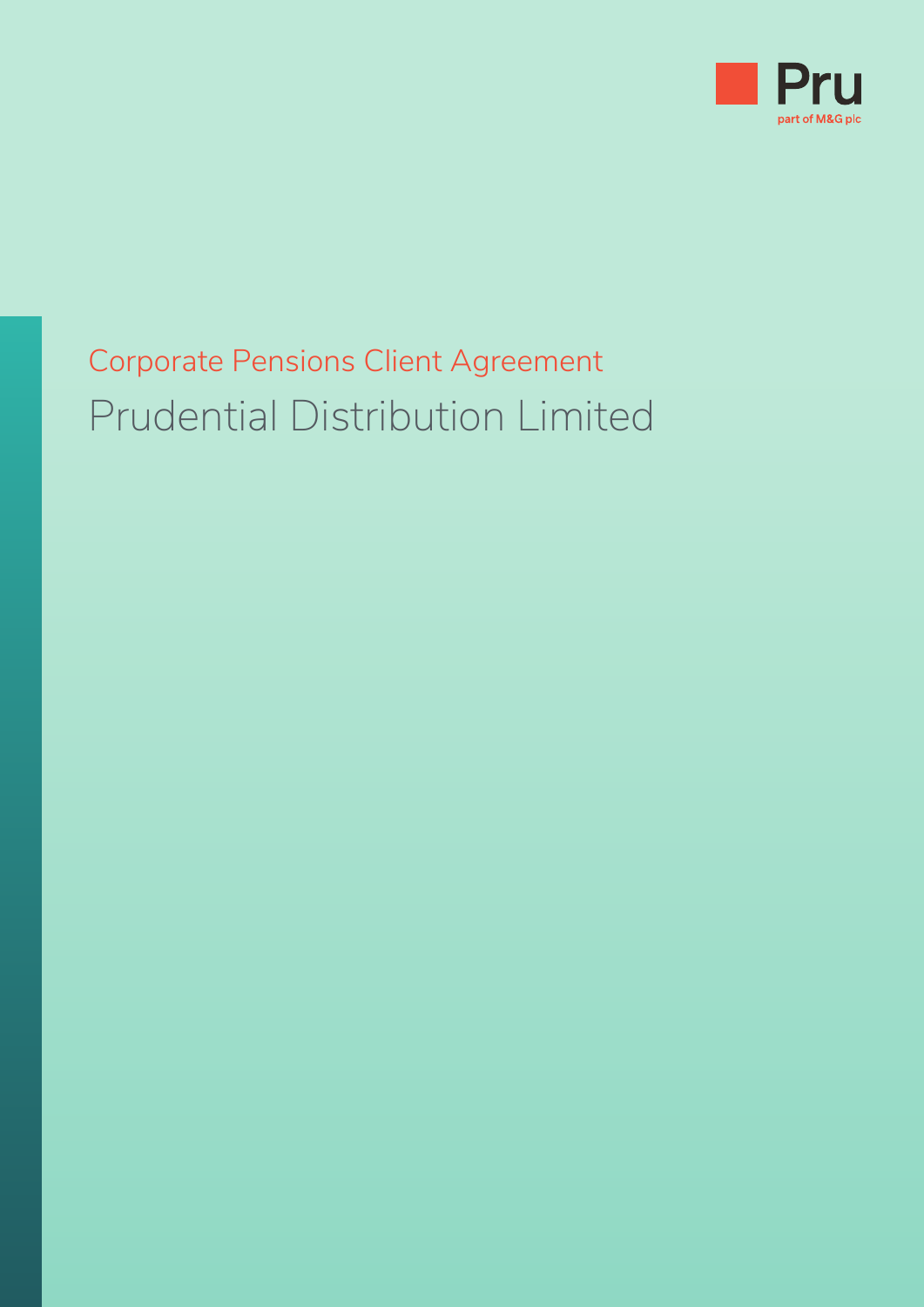Pru

part of M&G plc

## Corporate Pensions Client Agreement

# Prudential Distribution Limited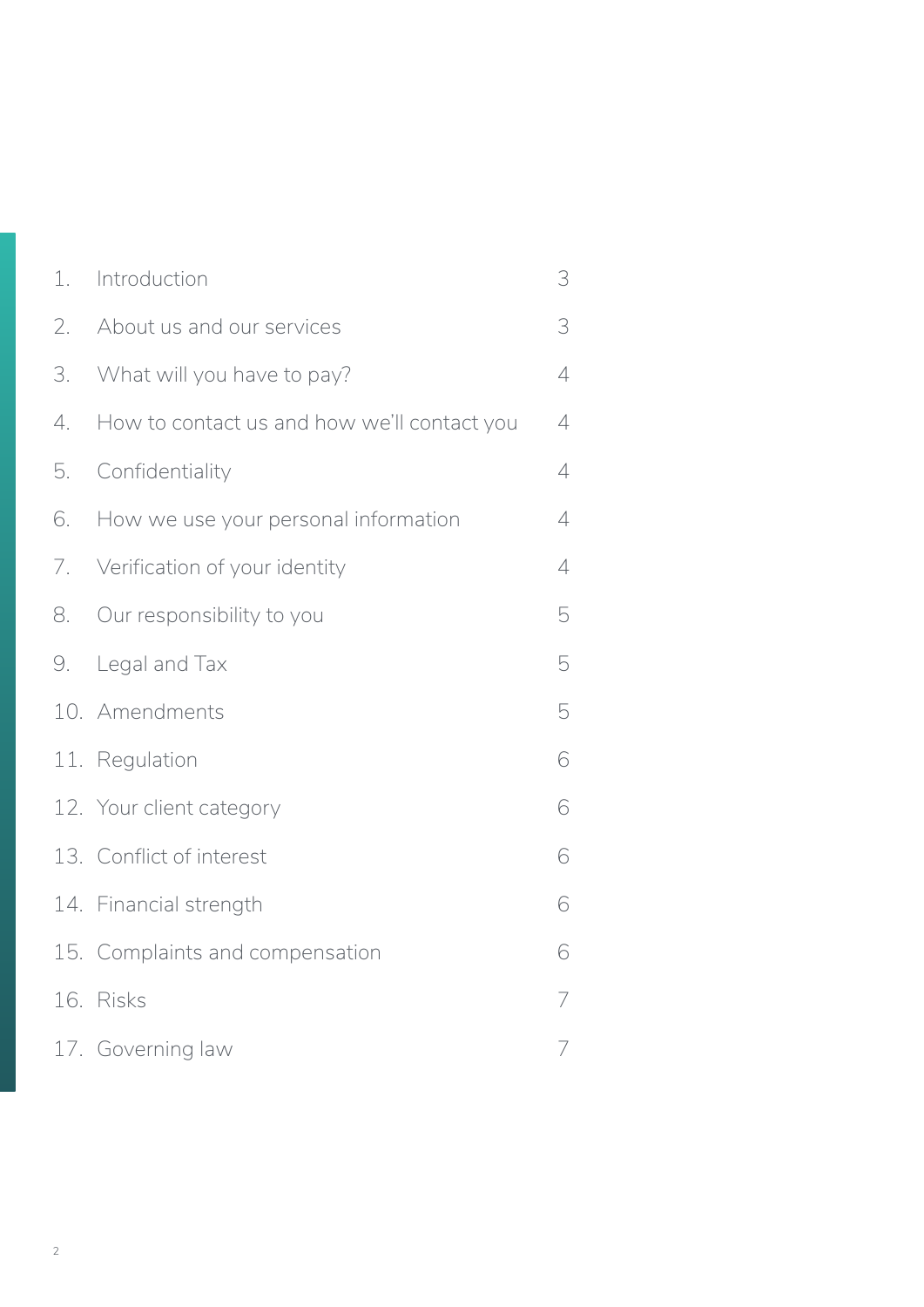| | | |
|---|---|---|
| 1. | Introduction | 3 |
| 2. | About us and our services | 3 |
| 3. | What will you have to pay? | 4 |
| 4. | How to contact us and how we'll contact you | 4 |
| 5. | Confidentiality | 4 |
| 6. | How we use your personal information | 4 |
| 7. | Verification of your identity | 4 |
| 8. | Our responsibility to you | 5 |
| 9. | Legal and Tax | 5 |
| 10. | Amendments | 5 |
| 11. | Regulation | 6 |
| 12. | Your client category | 6 |
| 13. | Conflict of interest | 6 |
| 14. | Financial strength | 6 |
| 15. | Complaints and compensation | 6 |
| 16. | Risks | 7 |
| 17. | Governing law | 7 |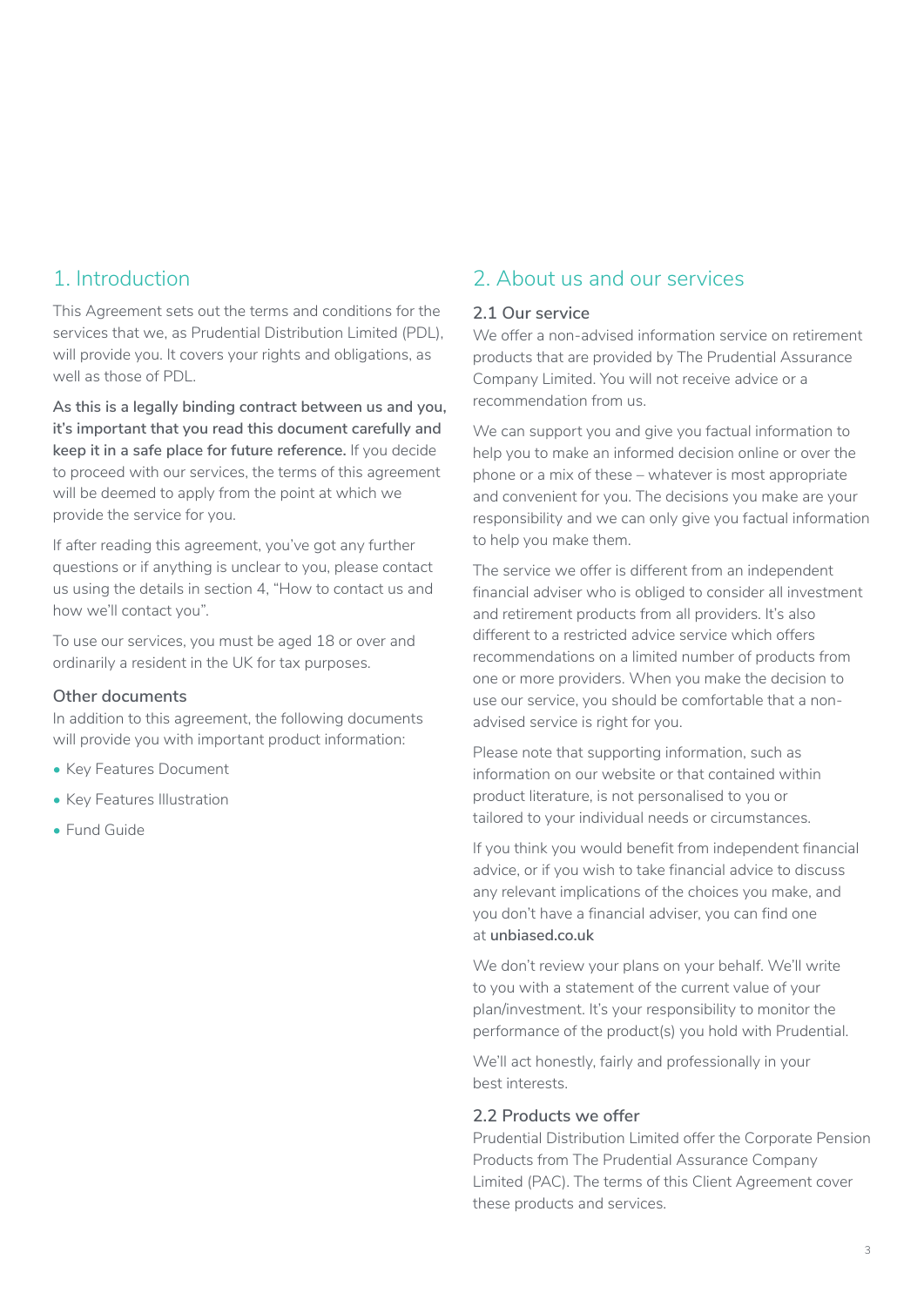## 1. Introduction

This Agreement sets out the terms and conditions for the services that we, as Prudential Distribution Limited (PDL), will provide you. It covers your rights and obligations, as well as those of PDL.

**As this is a legally binding contract between us and you, it's important that you read this document carefully and keep it in a safe place for future reference.** If you decide to proceed with our services, the terms of this agreement will be deemed to apply from the point at which we provide the service for you.

If after reading this agreement, you've got any further questions or if anything is unclear to you, please contact us using the details in section 4, "How to contact us and how we'll contact you".

To use our services, you must be aged 18 or over and ordinarily a resident in the UK for tax purposes.

### Other documents

In addition to this agreement, the following documents will provide you with important product information:

- Key Features Document
- Key Features Illustration
- Fund Guide

## 2. About us and our services

### 2.1 Our service

We offer a non-advised information service on retirement products that are provided by The Prudential Assurance Company Limited. You will not receive advice or a recommendation from us.

We can support you and give you factual information to help you to make an informed decision online or over the phone or a mix of these – whatever is most appropriate and convenient for you. The decisions you make are your responsibility and we can only give you factual information to help you make them.

The service we offer is different from an independent financial adviser who is obliged to consider all investment and retirement products from all providers. It's also different to a restricted advice service which offers recommendations on a limited number of products from one or more providers. When you make the decision to use our service, you should be comfortable that a non-advised service is right for you.

Please note that supporting information, such as information on our website or that contained within product literature, is not personalised to you or tailored to your individual needs or circumstances.

If you think you would benefit from independent financial advice, or if you wish to take financial advice to discuss any relevant implications of the choices you make, and you don't have a financial adviser, you can find one at **unbiased.co.uk**

We don't review your plans on your behalf. We'll write to you with a statement of the current value of your plan/investment. It's your responsibility to monitor the performance of the product(s) you hold with Prudential.

We'll act honestly, fairly and professionally in your best interests.

### 2.2 Products we offer

Prudential Distribution Limited offer the Corporate Pension Products from The Prudential Assurance Company Limited (PAC). The terms of this Client Agreement cover these products and services.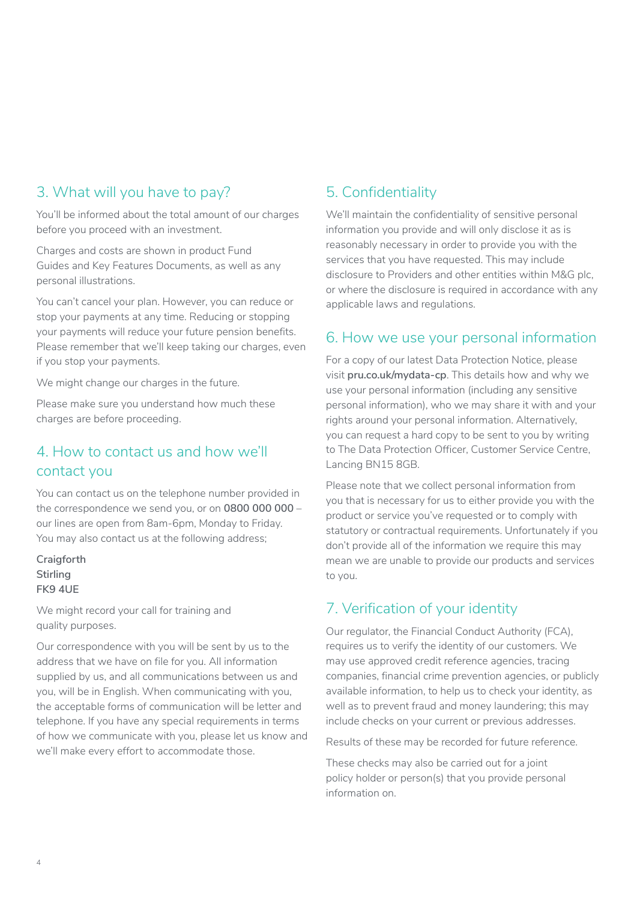## 3. What will you have to pay?

You'll be informed about the total amount of our charges before you proceed with an investment.

Charges and costs are shown in product Fund Guides and Key Features Documents, as well as any personal illustrations.

You can't cancel your plan. However, you can reduce or stop your payments at any time. Reducing or stopping your payments will reduce your future pension benefits. Please remember that we'll keep taking our charges, even if you stop your payments.

We might change our charges in the future.

Please make sure you understand how much these charges are before proceeding.

## 4. How to contact us and how we'll contact you

You can contact us on the telephone number provided in the correspondence we send you, or on **0800 000 000** – our lines are open from 8am-6pm, Monday to Friday. You may also contact us at the following address;

**Craigforth**
**Stirling**
**FK9 4UE**

We might record your call for training and quality purposes.

Our correspondence with you will be sent by us to the address that we have on file for you. All information supplied by us, and all communications between us and you, will be in English. When communicating with you, the acceptable forms of communication will be letter and telephone. If you have any special requirements in terms of how we communicate with you, please let us know and we'll make every effort to accommodate those.

## 5. Confidentiality

We'll maintain the confidentiality of sensitive personal information you provide and will only disclose it as is reasonably necessary in order to provide you with the services that you have requested. This may include disclosure to Providers and other entities within M&G plc, or where the disclosure is required in accordance with any applicable laws and regulations.

## 6. How we use your personal information

For a copy of our latest Data Protection Notice, please visit **pru.co.uk/mydata-cp**. This details how and why we use your personal information (including any sensitive personal information), who we may share it with and your rights around your personal information. Alternatively, you can request a hard copy to be sent to you by writing to The Data Protection Officer, Customer Service Centre, Lancing BN15 8GB.

Please note that we collect personal information from you that is necessary for us to either provide you with the product or service you've requested or to comply with statutory or contractual requirements. Unfortunately if you don't provide all of the information we require this may mean we are unable to provide our products and services to you.

## 7. Verification of your identity

Our regulator, the Financial Conduct Authority (FCA), requires us to verify the identity of our customers. We may use approved credit reference agencies, tracing companies, financial crime prevention agencies, or publicly available information, to help us to check your identity, as well as to prevent fraud and money laundering; this may include checks on your current or previous addresses.

Results of these may be recorded for future reference.

These checks may also be carried out for a joint policy holder or person(s) that you provide personal information on.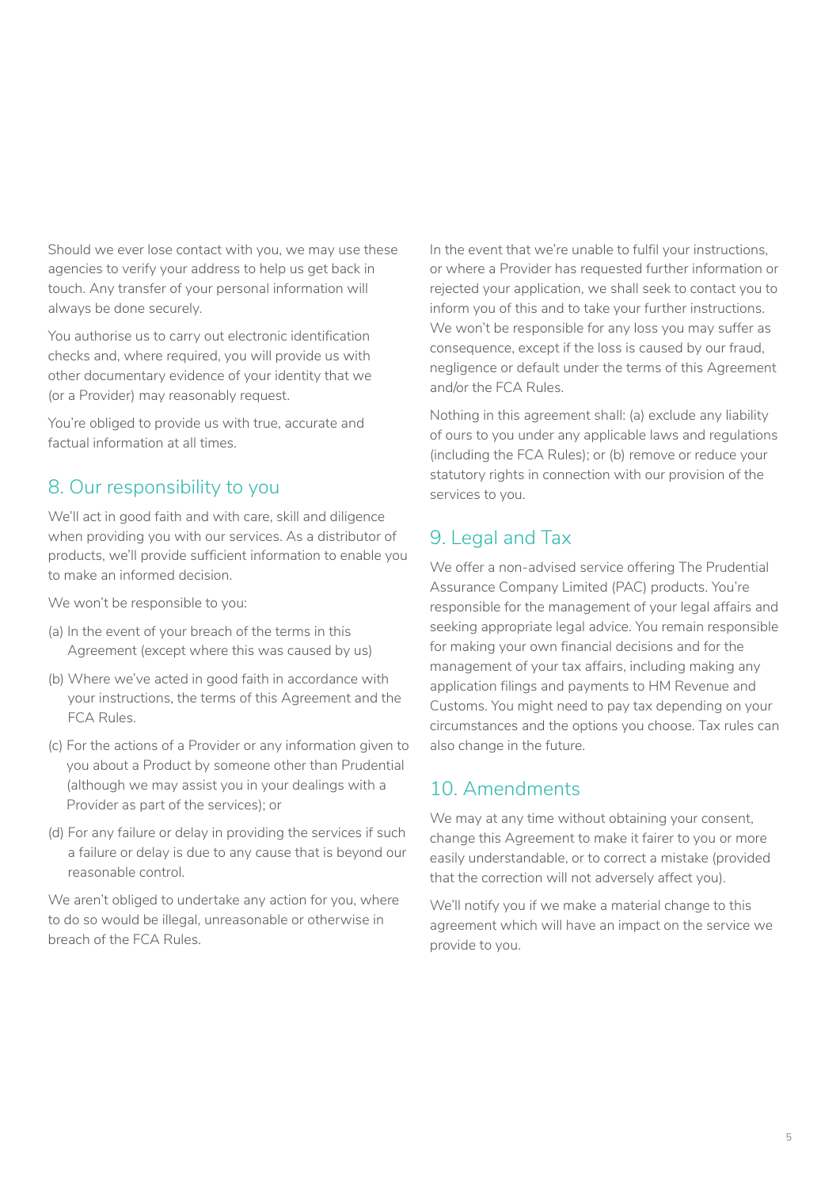Should we ever lose contact with you, we may use these agencies to verify your address to help us get back in touch. Any transfer of your personal information will always be done securely.

You authorise us to carry out electronic identification checks and, where required, you will provide us with other documentary evidence of your identity that we (or a Provider) may reasonably request.

You're obliged to provide us with true, accurate and factual information at all times.

## 8. Our responsibility to you

We'll act in good faith and with care, skill and diligence when providing you with our services. As a distributor of products, we'll provide sufficient information to enable you to make an informed decision.

We won't be responsible to you:

(a) In the event of your breach of the terms in this Agreement (except where this was caused by us)

(b) Where we've acted in good faith in accordance with your instructions, the terms of this Agreement and the FCA Rules.

(c) For the actions of a Provider or any information given to you about a Product by someone other than Prudential (although we may assist you in your dealings with a Provider as part of the services); or

(d) For any failure or delay in providing the services if such a failure or delay is due to any cause that is beyond our reasonable control.

We aren't obliged to undertake any action for you, where to do so would be illegal, unreasonable or otherwise in breach of the FCA Rules.

In the event that we're unable to fulfil your instructions, or where a Provider has requested further information or rejected your application, we shall seek to contact you to inform you of this and to take your further instructions. We won't be responsible for any loss you may suffer as consequence, except if the loss is caused by our fraud, negligence or default under the terms of this Agreement and/or the FCA Rules.

Nothing in this agreement shall: (a) exclude any liability of ours to you under any applicable laws and regulations (including the FCA Rules); or (b) remove or reduce your statutory rights in connection with our provision of the services to you.

## 9. Legal and Tax

We offer a non-advised service offering The Prudential Assurance Company Limited (PAC) products. You're responsible for the management of your legal affairs and seeking appropriate legal advice. You remain responsible for making your own financial decisions and for the management of your tax affairs, including making any application filings and payments to HM Revenue and Customs. You might need to pay tax depending on your circumstances and the options you choose. Tax rules can also change in the future.

## 10. Amendments

We may at any time without obtaining your consent, change this Agreement to make it fairer to you or more easily understandable, or to correct a mistake (provided that the correction will not adversely affect you).

We'll notify you if we make a material change to this agreement which will have an impact on the service we provide to you.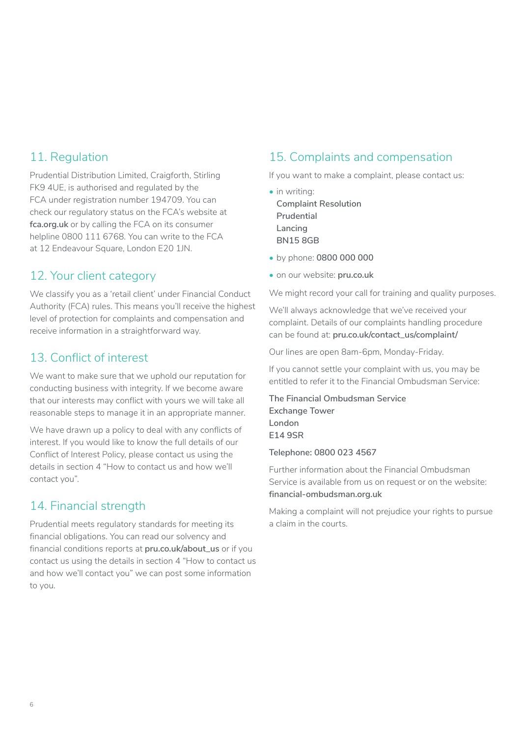## 11. Regulation

Prudential Distribution Limited, Craigforth, Stirling FK9 4UE, is authorised and regulated by the FCA under registration number 194709. You can check our regulatory status on the FCA's website at **fca.org.uk** or by calling the FCA on its consumer helpline 0800 111 6768. You can write to the FCA at 12 Endeavour Square, London E20 1JN.

## 12. Your client category

We classify you as a 'retail client' under Financial Conduct Authority (FCA) rules. This means you'll receive the highest level of protection for complaints and compensation and receive information in a straightforward way.

## 13. Conflict of interest

We want to make sure that we uphold our reputation for conducting business with integrity. If we become aware that our interests may conflict with yours we will take all reasonable steps to manage it in an appropriate manner.

We have drawn up a policy to deal with any conflicts of interest. If you would like to know the full details of our Conflict of Interest Policy, please contact us using the details in section 4 "How to contact us and how we'll contact you".

## 14. Financial strength

Prudential meets regulatory standards for meeting its financial obligations. You can read our solvency and financial conditions reports at **pru.co.uk/about_us** or if you contact us using the details in section 4 "How to contact us and how we'll contact you" we can post some information to you.

## 15. Complaints and compensation

If you want to make a complaint, please contact us:

- in writing:
  Complaint Resolution
  Prudential
  Lancing
  BN15 8GB
- by phone: **0800 000 000**
- on our website: **pru.co.uk**

We might record your call for training and quality purposes.

We'll always acknowledge that we've received your complaint. Details of our complaints handling procedure can be found at: **pru.co.uk/contact_us/complaint/**

Our lines are open 8am-6pm, Monday-Friday.

If you cannot settle your complaint with us, you may be entitled to refer it to the Financial Ombudsman Service:

The Financial Ombudsman Service
Exchange Tower
London
E14 9SR

Telephone: 0800 023 4567

Further information about the Financial Ombudsman Service is available from us on request or on the website: **financial-ombudsman.org.uk**

Making a complaint will not prejudice your rights to pursue a claim in the courts.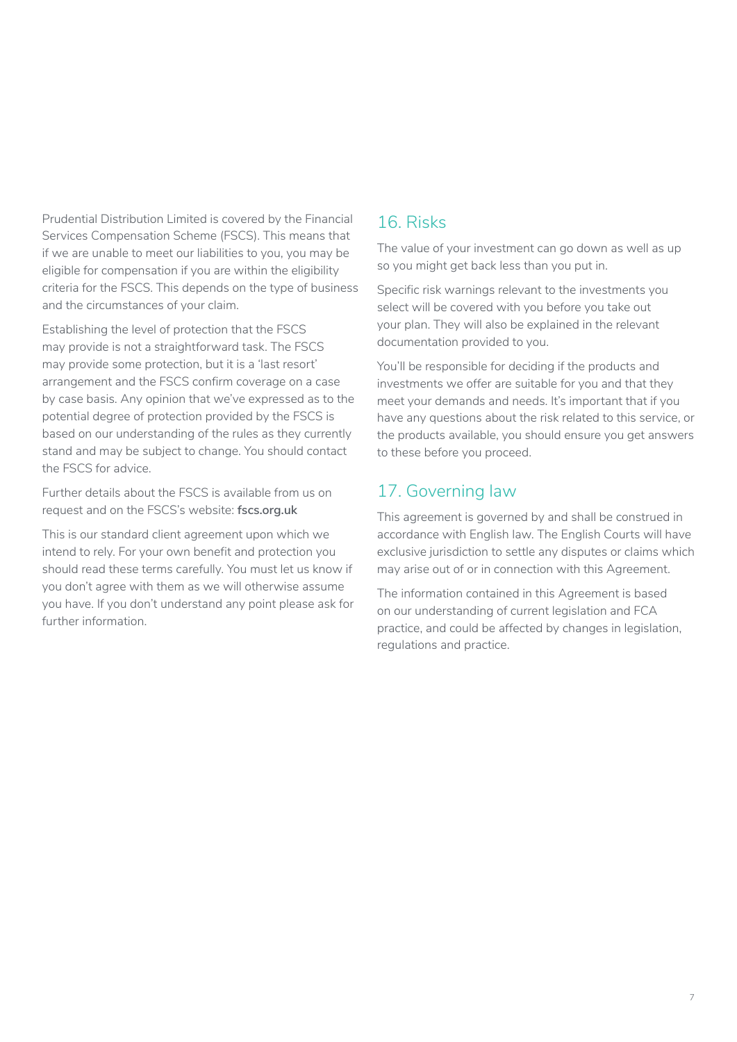Prudential Distribution Limited is covered by the Financial Services Compensation Scheme (FSCS). This means that if we are unable to meet our liabilities to you, you may be eligible for compensation if you are within the eligibility criteria for the FSCS. This depends on the type of business and the circumstances of your claim.

Establishing the level of protection that the FSCS may provide is not a straightforward task. The FSCS may provide some protection, but it is a 'last resort' arrangement and the FSCS confirm coverage on a case by case basis. Any opinion that we've expressed as to the potential degree of protection provided by the FSCS is based on our understanding of the rules as they currently stand and may be subject to change. You should contact the FSCS for advice.

Further details about the FSCS is available from us on request and on the FSCS's website: **fscs.org.uk**

This is our standard client agreement upon which we intend to rely. For your own benefit and protection you should read these terms carefully. You must let us know if you don't agree with them as we will otherwise assume you have. If you don't understand any point please ask for further information.

## 16. Risks

The value of your investment can go down as well as up so you might get back less than you put in.

Specific risk warnings relevant to the investments you select will be covered with you before you take out your plan. They will also be explained in the relevant documentation provided to you.

You'll be responsible for deciding if the products and investments we offer are suitable for you and that they meet your demands and needs. It's important that if you have any questions about the risk related to this service, or the products available, you should ensure you get answers to these before you proceed.

## 17. Governing law

This agreement is governed by and shall be construed in accordance with English law. The English Courts will have exclusive jurisdiction to settle any disputes or claims which may arise out of or in connection with this Agreement.

The information contained in this Agreement is based on our understanding of current legislation and FCA practice, and could be affected by changes in legislation, regulations and practice.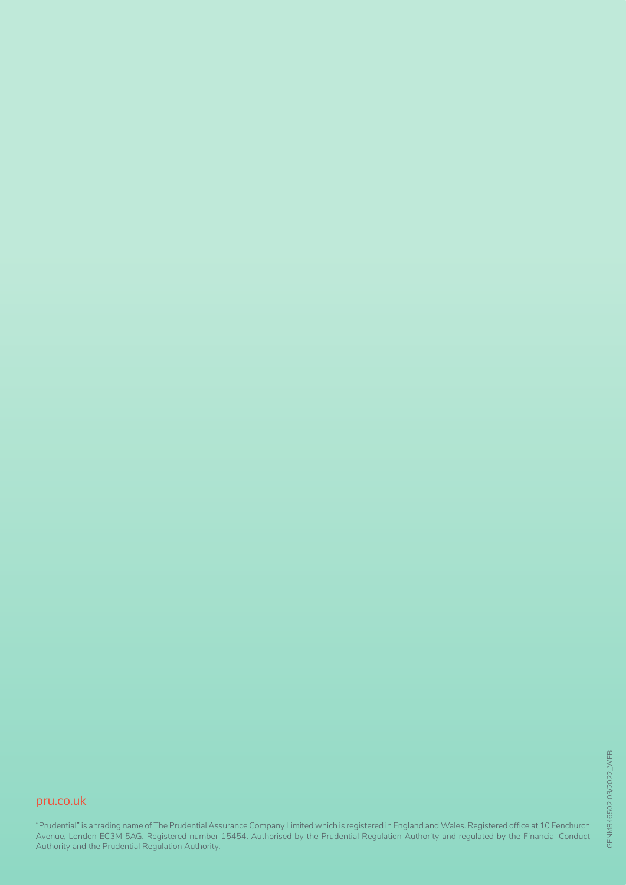pru.co.uk

"Prudential" is a trading name of The Prudential Assurance Company Limited which is registered in England and Wales. Registered office at 10 Fenchurch Avenue, London EC3M 5AG. Registered number 15454. Authorised by the Prudential Regulation Authority and regulated by the Financial Conduct Authority and the Prudential Regulation Authority.

GENM846502 03/2022_WEB